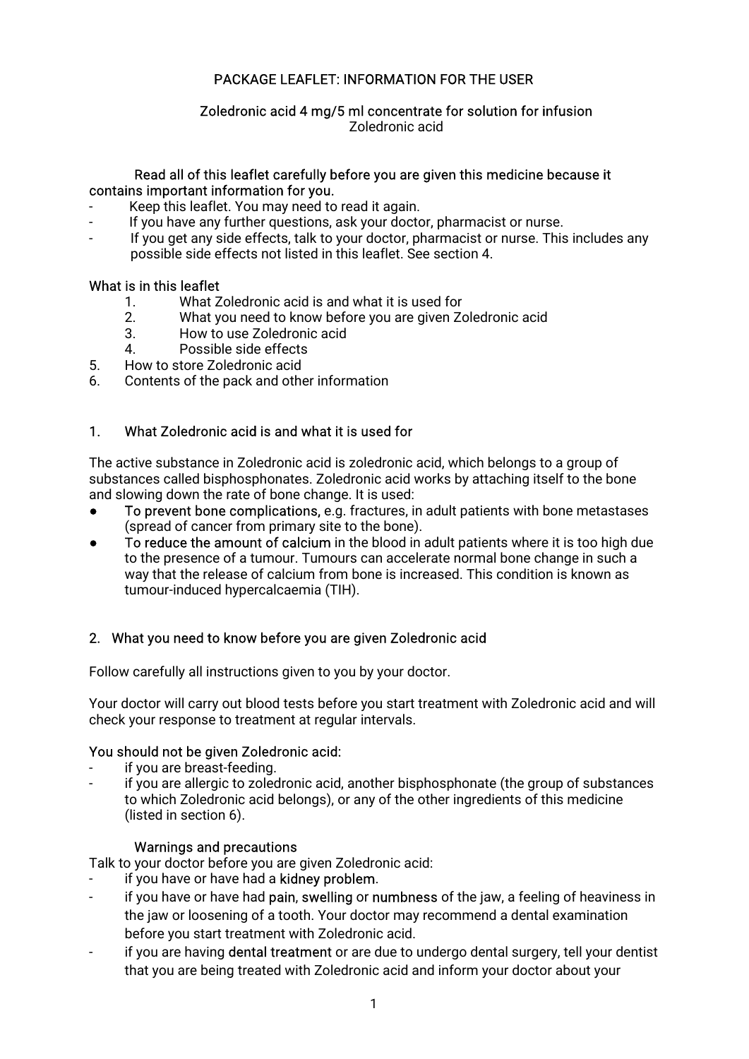PACKAGE LEAFLET: INFORMATION FOR THE USER

**Zoledronic acid 4 mg/5 ml concentrate for solution for infusion**
Zoledronic acid

**Read all of this leaflet carefully before you are given this medicine because it contains important information for you.**

- Keep this leaflet. You may need to read it again.
- If you have any further questions, ask your doctor, pharmacist or nurse.
- If you get any side effects, talk to your doctor, pharmacist or nurse. This includes any possible side effects not listed in this leaflet. See section 4.

**What is in this leaflet**

1. What Zoledronic acid is and what it is used for
2. What you need to know before you are given Zoledronic acid
3. How to use Zoledronic acid
4. Possible side effects
5. How to store Zoledronic acid
6. Contents of the pack and other information

## 1. What Zoledronic acid is and what it is used for

The active substance in Zoledronic acid is zoledronic acid, which belongs to a group of substances called bisphosphonates. Zoledronic acid works by attaching itself to the bone and slowing down the rate of bone change. It is used:

- **To prevent bone complications**, e.g. fractures, in adult patients with bone metastases (spread of cancer from primary site to the bone).
- **To reduce the amount of calcium** in the blood in adult patients where it is too high due to the presence of a tumour. Tumours can accelerate normal bone change in such a way that the release of calcium from bone is increased. This condition is known as tumour-induced hypercalcaemia (TIH).

## 2. What you need to know before you are given Zoledronic acid

Follow carefully all instructions given to you by your doctor.

Your doctor will carry out blood tests before you start treatment with Zoledronic acid and will check your response to treatment at regular intervals.

**You should not be given Zoledronic acid:**

- if you are breast-feeding.
- if you are allergic to zoledronic acid, another bisphosphonate (the group of substances to which Zoledronic acid belongs), or any of the other ingredients of this medicine (listed in section 6).

**Warnings and precautions**

Talk to your doctor before you are given Zoledronic acid:

- if you have or have had a **kidney problem**.
- if you have or have had **pain, swelling** or **numbness** of the jaw, a feeling of heaviness in the jaw or loosening of a tooth. Your doctor may recommend a dental examination before you start treatment with Zoledronic acid.
- if you are having **dental treatment** or are due to undergo dental surgery, tell your dentist that you are being treated with Zoledronic acid and inform your doctor about your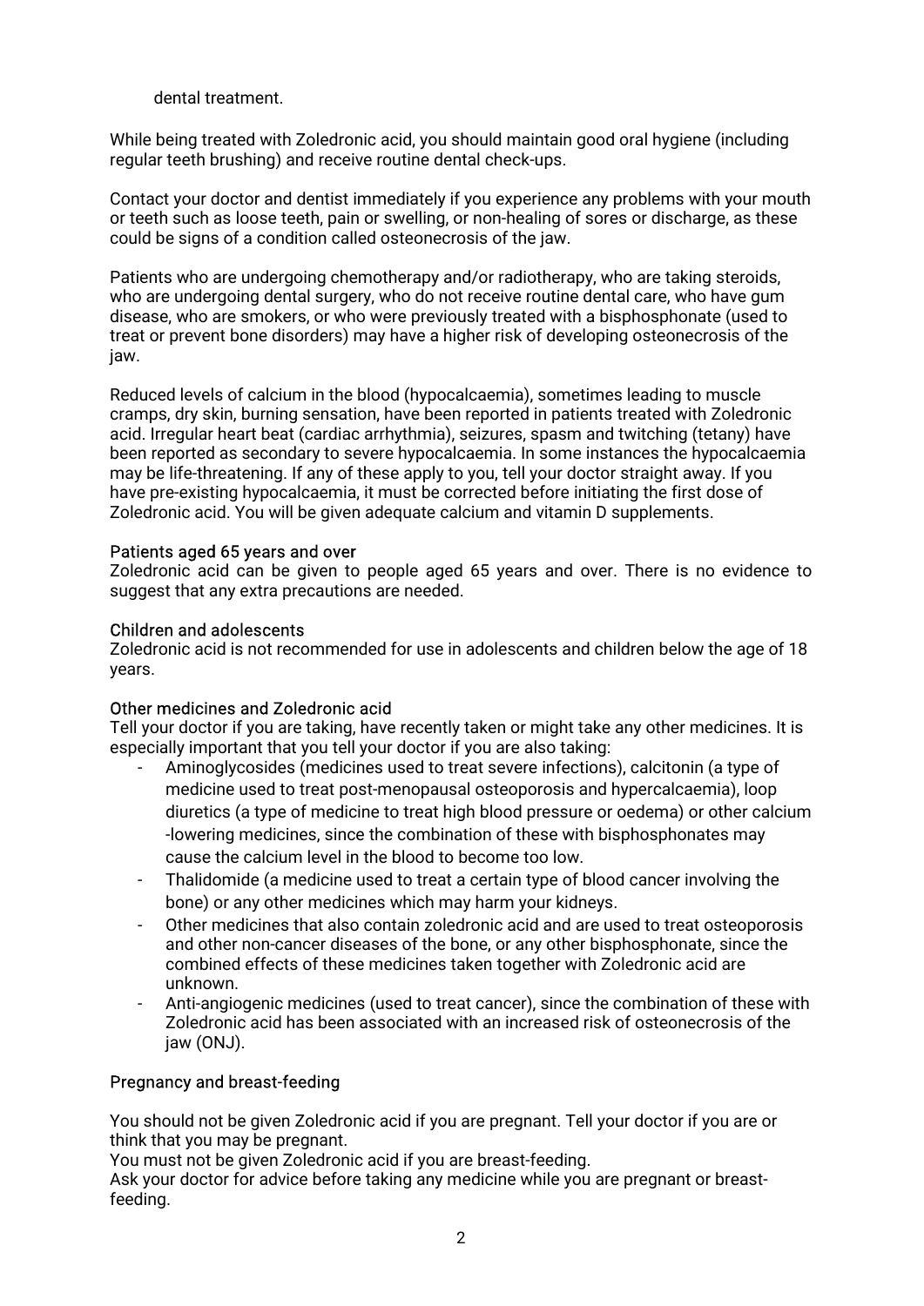dental treatment.

While being treated with Zoledronic acid, you should maintain good oral hygiene (including regular teeth brushing) and receive routine dental check-ups.

Contact your doctor and dentist immediately if you experience any problems with your mouth or teeth such as loose teeth, pain or swelling, or non-healing of sores or discharge, as these could be signs of a condition called osteonecrosis of the jaw.

Patients who are undergoing chemotherapy and/or radiotherapy, who are taking steroids, who are undergoing dental surgery, who do not receive routine dental care, who have gum disease, who are smokers, or who were previously treated with a bisphosphonate (used to treat or prevent bone disorders) may have a higher risk of developing osteonecrosis of the jaw.

Reduced levels of calcium in the blood (hypocalcaemia), sometimes leading to muscle cramps, dry skin, burning sensation, have been reported in patients treated with Zoledronic acid. Irregular heart beat (cardiac arrhythmia), seizures, spasm and twitching (tetany) have been reported as secondary to severe hypocalcaemia. In some instances the hypocalcaemia may be life-threatening. If any of these apply to you, tell your doctor straight away. If you have pre-existing hypocalcaemia, it must be corrected before initiating the first dose of Zoledronic acid. You will be given adequate calcium and vitamin D supplements.

### Patients aged 65 years and over

Zoledronic acid can be given to people aged 65 years and over. There is no evidence to suggest that any extra precautions are needed.

### Children and adolescents

Zoledronic acid is not recommended for use in adolescents and children below the age of 18 years.

### Other medicines and Zoledronic acid

Tell your doctor if you are taking, have recently taken or might take any other medicines. It is especially important that you tell your doctor if you are also taking:

- Aminoglycosides (medicines used to treat severe infections), calcitonin (a type of medicine used to treat post-menopausal osteoporosis and hypercalcaemia), loop diuretics (a type of medicine to treat high blood pressure or oedema) or other calcium -lowering medicines, since the combination of these with bisphosphonates may cause the calcium level in the blood to become too low.
- Thalidomide (a medicine used to treat a certain type of blood cancer involving the bone) or any other medicines which may harm your kidneys.
- Other medicines that also contain zoledronic acid and are used to treat osteoporosis and other non-cancer diseases of the bone, or any other bisphosphonate, since the combined effects of these medicines taken together with Zoledronic acid are unknown.
- Anti-angiogenic medicines (used to treat cancer), since the combination of these with Zoledronic acid has been associated with an increased risk of osteonecrosis of the jaw (ONJ).

### Pregnancy and breast-feeding

You should not be given Zoledronic acid if you are pregnant. Tell your doctor if you are or think that you may be pregnant.
You must not be given Zoledronic acid if you are breast-feeding.
Ask your doctor for advice before taking any medicine while you are pregnant or breast-feeding.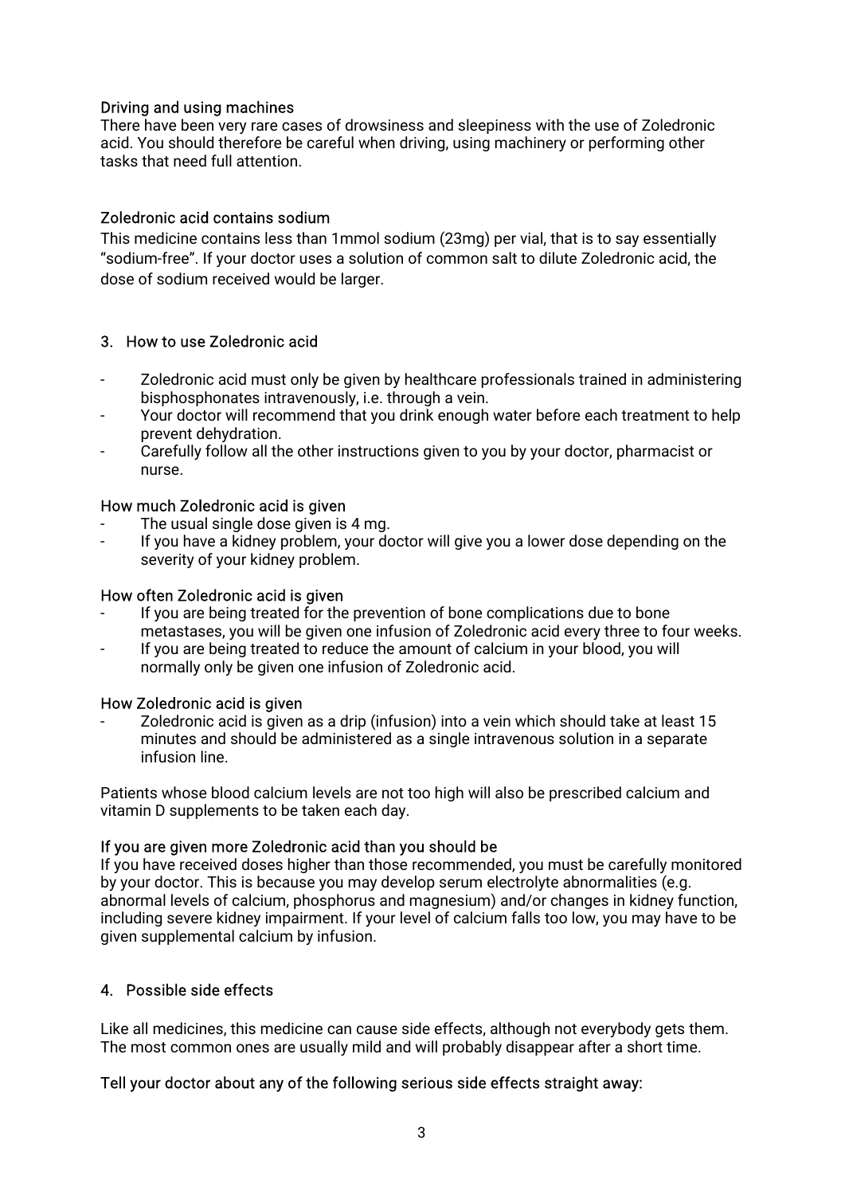### Driving and using machines

There have been very rare cases of drowsiness and sleepiness with the use of Zoledronic acid. You should therefore be careful when driving, using machinery or performing other tasks that need full attention.

### Zoledronic acid contains sodium

This medicine contains less than 1mmol sodium (23mg) per vial, that is to say essentially "sodium-free". If your doctor uses a solution of common salt to dilute Zoledronic acid, the dose of sodium received would be larger.

## 3. How to use Zoledronic acid

- Zoledronic acid must only be given by healthcare professionals trained in administering bisphosphonates intravenously, i.e. through a vein.
- Your doctor will recommend that you drink enough water before each treatment to help prevent dehydration.
- Carefully follow all the other instructions given to you by your doctor, pharmacist or nurse.

### How much Zoledronic acid is given

- The usual single dose given is 4 mg.
- If you have a kidney problem, your doctor will give you a lower dose depending on the severity of your kidney problem.

### How often Zoledronic acid is given

- If you are being treated for the prevention of bone complications due to bone metastases, you will be given one infusion of Zoledronic acid every three to four weeks.
- If you are being treated to reduce the amount of calcium in your blood, you will normally only be given one infusion of Zoledronic acid.

### How Zoledronic acid is given

- Zoledronic acid is given as a drip (infusion) into a vein which should take at least 15 minutes and should be administered as a single intravenous solution in a separate infusion line.

Patients whose blood calcium levels are not too high will also be prescribed calcium and vitamin D supplements to be taken each day.

### If you are given more Zoledronic acid than you should be

If you have received doses higher than those recommended, you must be carefully monitored by your doctor. This is because you may develop serum electrolyte abnormalities (e.g. abnormal levels of calcium, phosphorus and magnesium) and/or changes in kidney function, including severe kidney impairment. If your level of calcium falls too low, you may have to be given supplemental calcium by infusion.

## 4. Possible side effects

Like all medicines, this medicine can cause side effects, although not everybody gets them. The most common ones are usually mild and will probably disappear after a short time.

Tell your doctor about any of the following serious side effects straight away: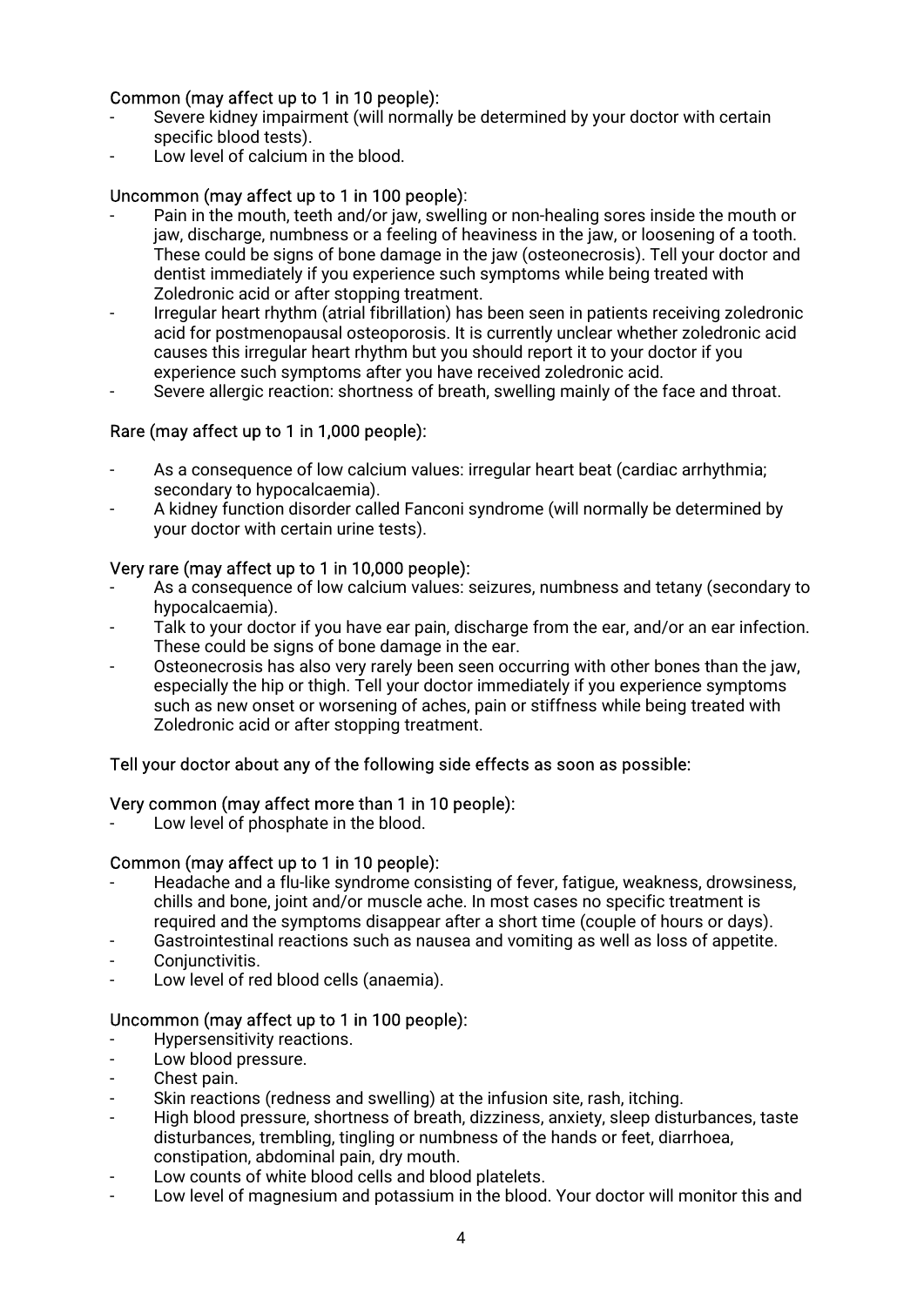Common (may affect up to 1 in 10 people):

- Severe kidney impairment (will normally be determined by your doctor with certain specific blood tests).
- Low level of calcium in the blood.

Uncommon (may affect up to 1 in 100 people):

- Pain in the mouth, teeth and/or jaw, swelling or non-healing sores inside the mouth or jaw, discharge, numbness or a feeling of heaviness in the jaw, or loosening of a tooth. These could be signs of bone damage in the jaw (osteonecrosis). Tell your doctor and dentist immediately if you experience such symptoms while being treated with Zoledronic acid or after stopping treatment.
- Irregular heart rhythm (atrial fibrillation) has been seen in patients receiving zoledronic acid for postmenopausal osteoporosis. It is currently unclear whether zoledronic acid causes this irregular heart rhythm but you should report it to your doctor if you experience such symptoms after you have received zoledronic acid.
- Severe allergic reaction: shortness of breath, swelling mainly of the face and throat.

Rare (may affect up to 1 in 1,000 people):

- As a consequence of low calcium values: irregular heart beat (cardiac arrhythmia; secondary to hypocalcaemia).
- A kidney function disorder called Fanconi syndrome (will normally be determined by your doctor with certain urine tests).

Very rare (may affect up to 1 in 10,000 people):

- As a consequence of low calcium values: seizures, numbness and tetany (secondary to hypocalcaemia).
- Talk to your doctor if you have ear pain, discharge from the ear, and/or an ear infection. These could be signs of bone damage in the ear.
- Osteonecrosis has also very rarely been seen occurring with other bones than the jaw, especially the hip or thigh. Tell your doctor immediately if you experience symptoms such as new onset or worsening of aches, pain or stiffness while being treated with Zoledronic acid or after stopping treatment.

Tell your doctor about any of the following side effects as soon as possible:

Very common (may affect more than 1 in 10 people):

- Low level of phosphate in the blood.

Common (may affect up to 1 in 10 people):

- Headache and a flu-like syndrome consisting of fever, fatigue, weakness, drowsiness, chills and bone, joint and/or muscle ache. In most cases no specific treatment is required and the symptoms disappear after a short time (couple of hours or days).
- Gastrointestinal reactions such as nausea and vomiting as well as loss of appetite.
- Conjunctivitis.
- Low level of red blood cells (anaemia).

Uncommon (may affect up to 1 in 100 people):

- Hypersensitivity reactions.
- Low blood pressure.
- Chest pain.
- Skin reactions (redness and swelling) at the infusion site, rash, itching.
- High blood pressure, shortness of breath, dizziness, anxiety, sleep disturbances, taste disturbances, trembling, tingling or numbness of the hands or feet, diarrhoea, constipation, abdominal pain, dry mouth.
- Low counts of white blood cells and blood platelets.
- Low level of magnesium and potassium in the blood. Your doctor will monitor this and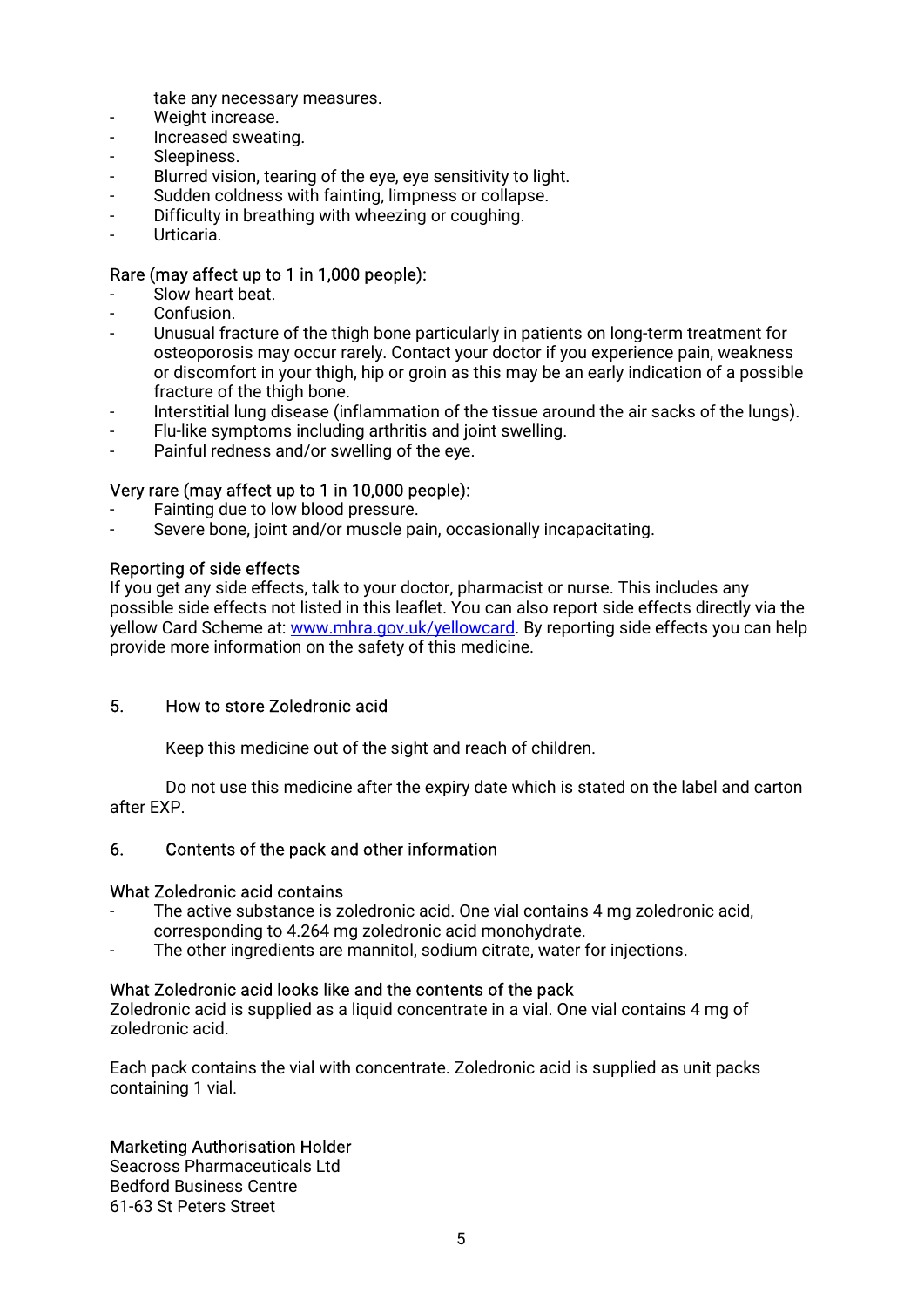take any necessary measures.

- Weight increase.
- Increased sweating.
- Sleepiness.
- Blurred vision, tearing of the eye, eye sensitivity to light.
- Sudden coldness with fainting, limpness or collapse.
- Difficulty in breathing with wheezing or coughing.
- Urticaria.

Rare (may affect up to 1 in 1,000 people):

- Slow heart beat.
- Confusion.
- Unusual fracture of the thigh bone particularly in patients on long-term treatment for osteoporosis may occur rarely. Contact your doctor if you experience pain, weakness or discomfort in your thigh, hip or groin as this may be an early indication of a possible fracture of the thigh bone.
- Interstitial lung disease (inflammation of the tissue around the air sacks of the lungs).
- Flu-like symptoms including arthritis and joint swelling.
- Painful redness and/or swelling of the eye.

Very rare (may affect up to 1 in 10,000 people):

- Fainting due to low blood pressure.
- Severe bone, joint and/or muscle pain, occasionally incapacitating.

Reporting of side effects

If you get any side effects, talk to your doctor, pharmacist or nurse. This includes any possible side effects not listed in this leaflet. You can also report side effects directly via the yellow Card Scheme at: [www.mhra.gov.uk/yellowcard](http://www.mhra.gov.uk/yellowcard). By reporting side effects you can help provide more information on the safety of this medicine.

## 5. How to store Zoledronic acid

Keep this medicine out of the sight and reach of children.

Do not use this medicine after the expiry date which is stated on the label and carton after EXP.

## 6. Contents of the pack and other information

What Zoledronic acid contains

- The active substance is zoledronic acid. One vial contains 4 mg zoledronic acid, corresponding to 4.264 mg zoledronic acid monohydrate.
- The other ingredients are mannitol, sodium citrate, water for injections.

What Zoledronic acid looks like and the contents of the pack

Zoledronic acid is supplied as a liquid concentrate in a vial. One vial contains 4 mg of zoledronic acid.

Each pack contains the vial with concentrate. Zoledronic acid is supplied as unit packs containing 1 vial.

Marketing Authorisation Holder

Seacross Pharmaceuticals Ltd
Bedford Business Centre
61-63 St Peters Street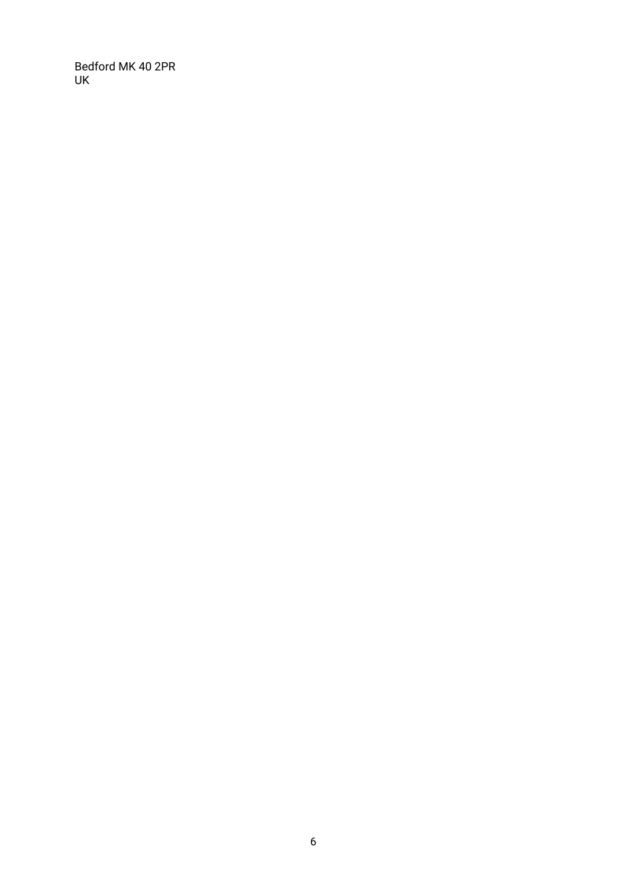Bedford MK 40 2PR
UK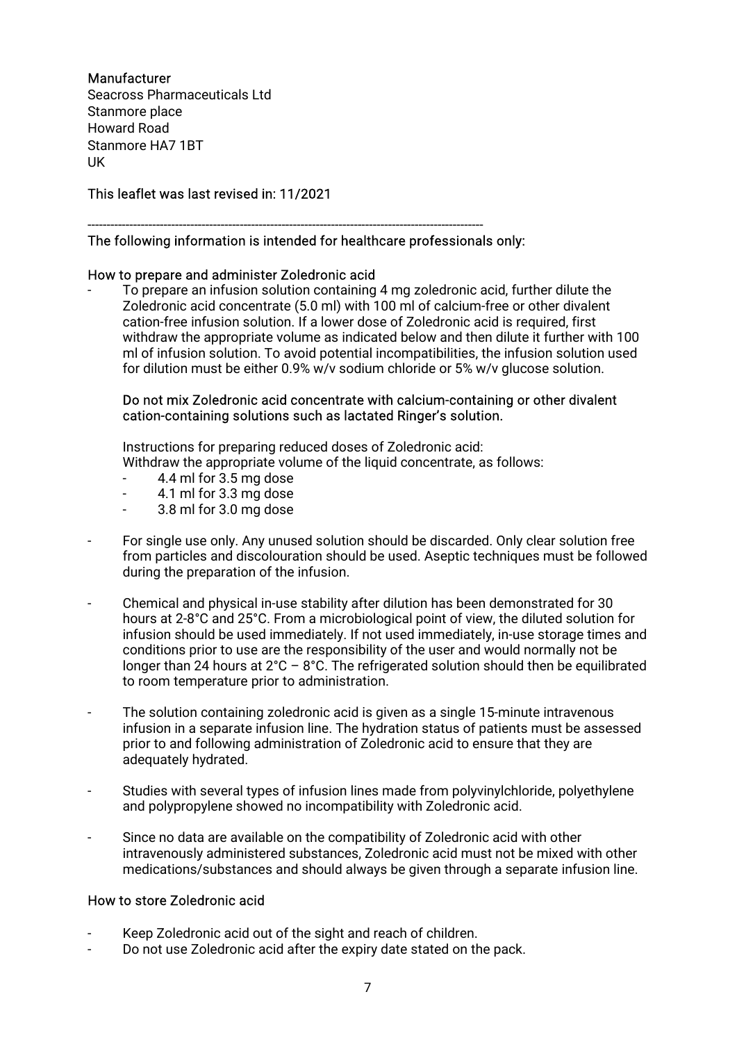**Manufacturer**
Seacross Pharmaceuticals Ltd
Stanmore place
Howard Road
Stanmore HA7 1BT
UK

**This leaflet was last revised in: 11/2021**

---

**The following information is intended for healthcare professionals only:**

**How to prepare and administer Zoledronic acid**

- To prepare an infusion solution containing 4 mg zoledronic acid, further dilute the Zoledronic acid concentrate (5.0 ml) with 100 ml of calcium-free or other divalent cation-free infusion solution. If a lower dose of Zoledronic acid is required, first withdraw the appropriate volume as indicated below and then dilute it further with 100 ml of infusion solution. To avoid potential incompatibilities, the infusion solution used for dilution must be either 0.9% w/v sodium chloride or 5% w/v glucose solution.

  **Do not mix Zoledronic acid concentrate with calcium-containing or other divalent cation-containing solutions such as lactated Ringer's solution.**

  Instructions for preparing reduced doses of Zoledronic acid:
  Withdraw the appropriate volume of the liquid concentrate, as follows:
  - 4.4 ml for 3.5 mg dose
  - 4.1 ml for 3.3 mg dose
  - 3.8 ml for 3.0 mg dose

- For single use only. Any unused solution should be discarded. Only clear solution free from particles and discolouration should be used. Aseptic techniques must be followed during the preparation of the infusion.

- Chemical and physical in-use stability after dilution has been demonstrated for 30 hours at 2-8°C and 25°C. From a microbiological point of view, the diluted solution for infusion should be used immediately. If not used immediately, in-use storage times and conditions prior to use are the responsibility of the user and would normally not be longer than 24 hours at 2°C – 8°C. The refrigerated solution should then be equilibrated to room temperature prior to administration.

- The solution containing zoledronic acid is given as a single 15-minute intravenous infusion in a separate infusion line. The hydration status of patients must be assessed prior to and following administration of Zoledronic acid to ensure that they are adequately hydrated.

- Studies with several types of infusion lines made from polyvinylchloride, polyethylene and polypropylene showed no incompatibility with Zoledronic acid.

- Since no data are available on the compatibility of Zoledronic acid with other intravenously administered substances, Zoledronic acid must not be mixed with other medications/substances and should always be given through a separate infusion line.

**How to store Zoledronic acid**

- Keep Zoledronic acid out of the sight and reach of children.
- Do not use Zoledronic acid after the expiry date stated on the pack.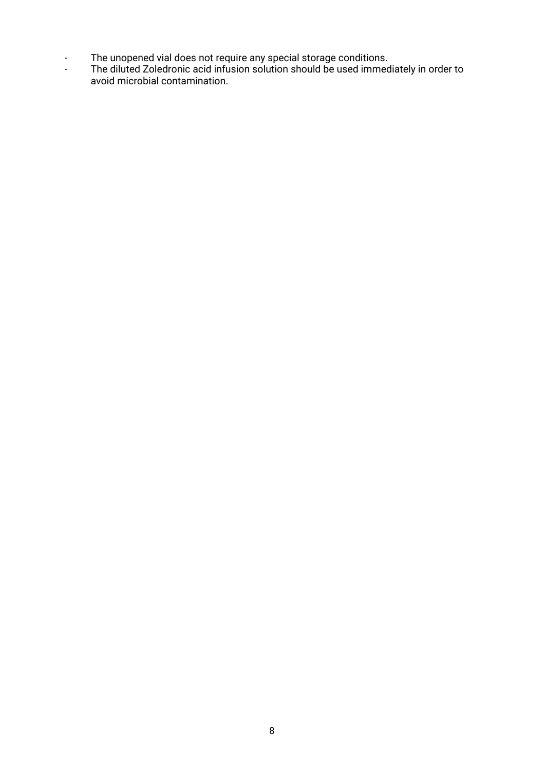- The unopened vial does not require any special storage conditions.
- The diluted Zoledronic acid infusion solution should be used immediately in order to avoid microbial contamination.